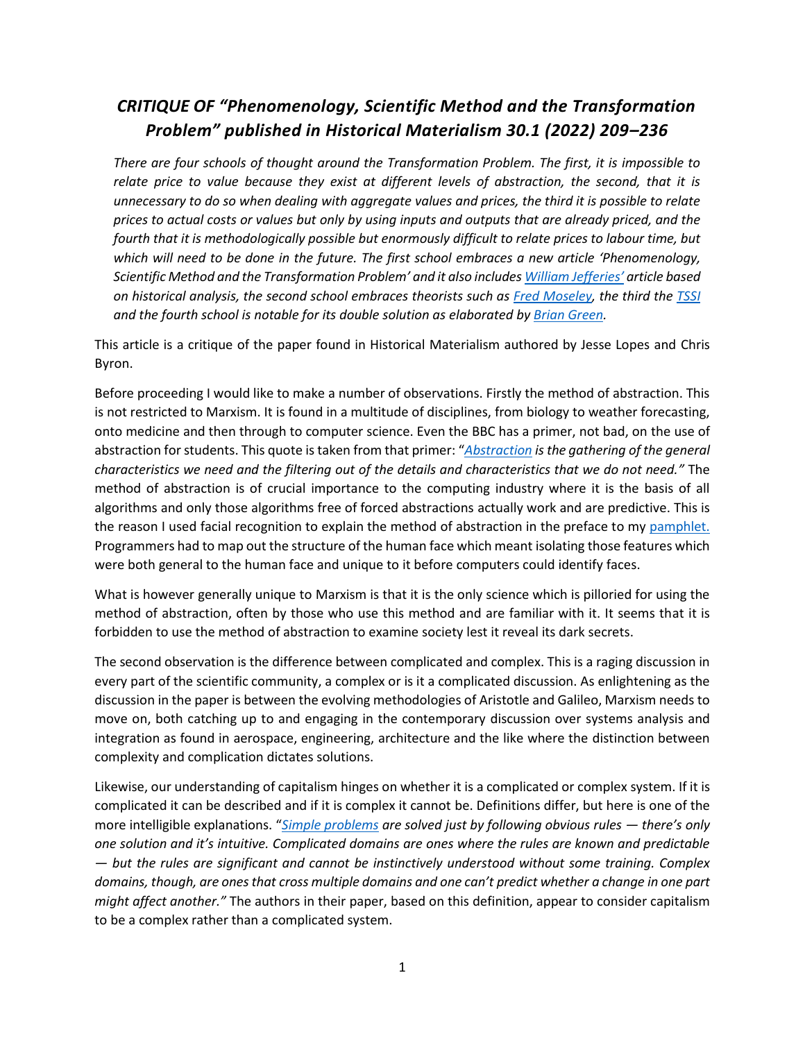# *CRITIQUE OF "Phenomenology, Scientific Method and the Transformation Problem" published in Historical Materialism 30.1 (2022) 209–236*

*There are four schools of thought around the Transformation Problem. The first, it is impossible to relate price to value because they exist at different levels of abstraction, the second, that it is unnecessary to do so when dealing with aggregate values and prices, the third it is possible to relate prices to actual costs or values but only by using inputs and outputs that are already priced, and the fourth that it is methodologically possible but enormously difficult to relate prices to labour time, but which will need to be done in the future. The first school embraces a new article 'Phenomenology, Scientific Method and the Transformation Problem' and it also includes William Jefferies' article based on historical analysis, the second school embraces theorists such as Fred Moseley, the third the TSSI and the fourth school is notable for its double solution as elaborated by Brian Green.*

This article is a critique of the paper found in Historical Materialism authored by Jesse Lopes and Chris Byron.

Before proceeding I would like to make a number of observations. Firstly the method of abstraction. This is not restricted to Marxism. It is found in a multitude of disciplines, from biology to weather forecasting, onto medicine and then through to computer science. Even the BBC has a primer, not bad, on the use of abstraction for students. This quote is taken from that primer: "*Abstraction is the gathering of the general characteristics we need and the filtering out of the details and characteristics that we do not need."* The method of abstraction is of crucial importance to the computing industry where it is the basis of all algorithms and only those algorithms free of forced abstractions actually work and are predictive. This is the reason I used facial recognition to explain the method of abstraction in the preface to my pamphlet. Programmers had to map out the structure of the human face which meant isolating those features which were both general to the human face and unique to it before computers could identify faces.

What is however generally unique to Marxism is that it is the only science which is pilloried for using the method of abstraction, often by those who use this method and are familiar with it. It seems that it is forbidden to use the method of abstraction to examine society lest it reveal its dark secrets.

The second observation is the difference between complicated and complex. This is a raging discussion in every part of the scientific community, a complex or is it a complicated discussion. As enlightening as the discussion in the paper is between the evolving methodologies of Aristotle and Galileo, Marxism needs to move on, both catching up to and engaging in the contemporary discussion over systems analysis and integration as found in aerospace, engineering, architecture and the like where the distinction between complexity and complication dictates solutions.

Likewise, our understanding of capitalism hinges on whether it is a complicated or complex system. If it is complicated it can be described and if it is complex it cannot be. Definitions differ, but here is one of the more intelligible explanations. "*Simple problems are solved just by following obvious rules — there's only one solution and it's intuitive. Complicated domains are ones where the rules are known and predictable — but the rules are significant and cannot be instinctively understood without some training. Complex domains, though, are ones that cross multiple domains and one can't predict whether a change in one part might affect another."* The authors in their paper, based on this definition, appear to consider capitalism to be a complex rather than a complicated system.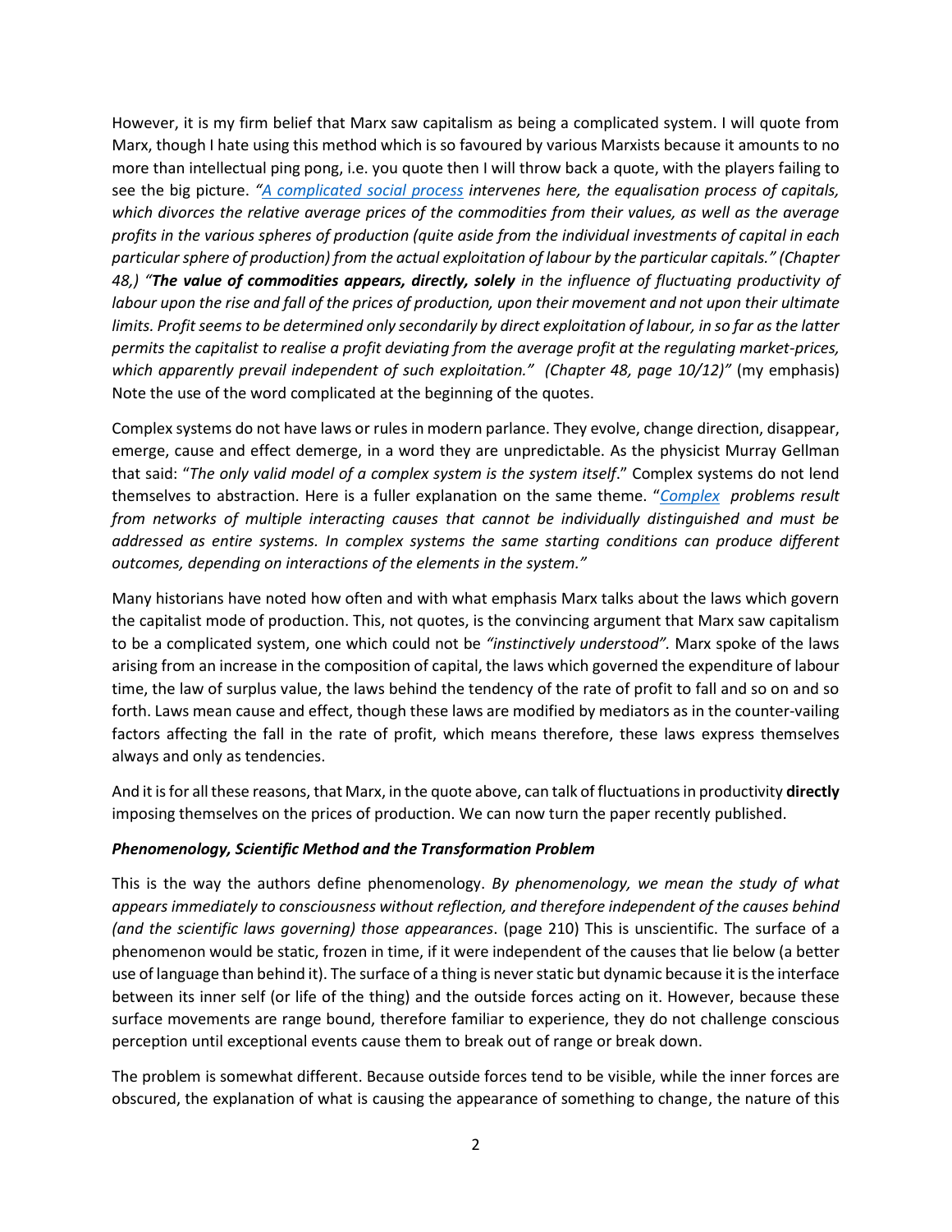However, it is my firm belief that Marx saw capitalism as being a complicated system. I will quote from Marx, though I hate using this method which is so favoured by various Marxists because it amounts to no more than intellectual ping pong, i.e. you quote then I will throw back a quote, with the players failing to see the big picture. *"A complicated social process intervenes here, the equalisation process of capitals, which divorces the relative average prices of the commodities from their values, as well as the average profits in the various spheres of production (quite aside from the individual investments of capital in each particular sphere of production) from the actual exploitation of labour by the particular capitals." (Chapter 48,) "**The value of commodities appears, directly, solely** in the influence of fluctuating productivity of labour upon the rise and fall of the prices of production, upon their movement and not upon their ultimate limits. Profit seems to be determined only secondarily by direct exploitation of labour, in so far as the latter permits the capitalist to realise a profit deviating from the average profit at the regulating market-prices, which apparently prevail independent of such exploitation." (Chapter 48, page 10/12)"* (my emphasis) Note the use of the word complicated at the beginning of the quotes.

Complex systems do not have laws or rules in modern parlance. They evolve, change direction, disappear, emerge, cause and effect demerge, in a word they are unpredictable. As the physicist Murray Gellman that said: "*The only valid model of a complex system is the system itself*." Complex systems do not lend themselves to abstraction. Here is a fuller explanation on the same theme. "*Complex problems result from networks of multiple interacting causes that cannot be individually distinguished and must be addressed as entire systems. In complex systems the same starting conditions can produce different outcomes, depending on interactions of the elements in the system."*

Many historians have noted how often and with what emphasis Marx talks about the laws which govern the capitalist mode of production. This, not quotes, is the convincing argument that Marx saw capitalism to be a complicated system, one which could not be *"instinctively understood".* Marx spoke of the laws arising from an increase in the composition of capital, the laws which governed the expenditure of labour time, the law of surplus value, the laws behind the tendency of the rate of profit to fall and so on and so forth. Laws mean cause and effect, though these laws are modified by mediators as in the counter-vailing factors affecting the fall in the rate of profit, which means therefore, these laws express themselves always and only as tendencies.

And it is for all these reasons, that Marx, in the quote above, can talk of fluctuations in productivity **directly** imposing themselves on the prices of production. We can now turn the paper recently published.

### *Phenomenology, Scientific Method and the Transformation Problem*

This is the way the authors define phenomenology. *By phenomenology, we mean the study of what appears immediately to consciousness without reflection, and therefore independent of the causes behind (and the scientific laws governing) those appearances*. (page 210) This is unscientific. The surface of a phenomenon would be static, frozen in time, if it were independent of the causes that lie below (a better use of language than behind it). The surface of a thing is never static but dynamic because it is the interface between its inner self (or life of the thing) and the outside forces acting on it. However, because these surface movements are range bound, therefore familiar to experience, they do not challenge conscious perception until exceptional events cause them to break out of range or break down.

The problem is somewhat different. Because outside forces tend to be visible, while the inner forces are obscured, the explanation of what is causing the appearance of something to change, the nature of this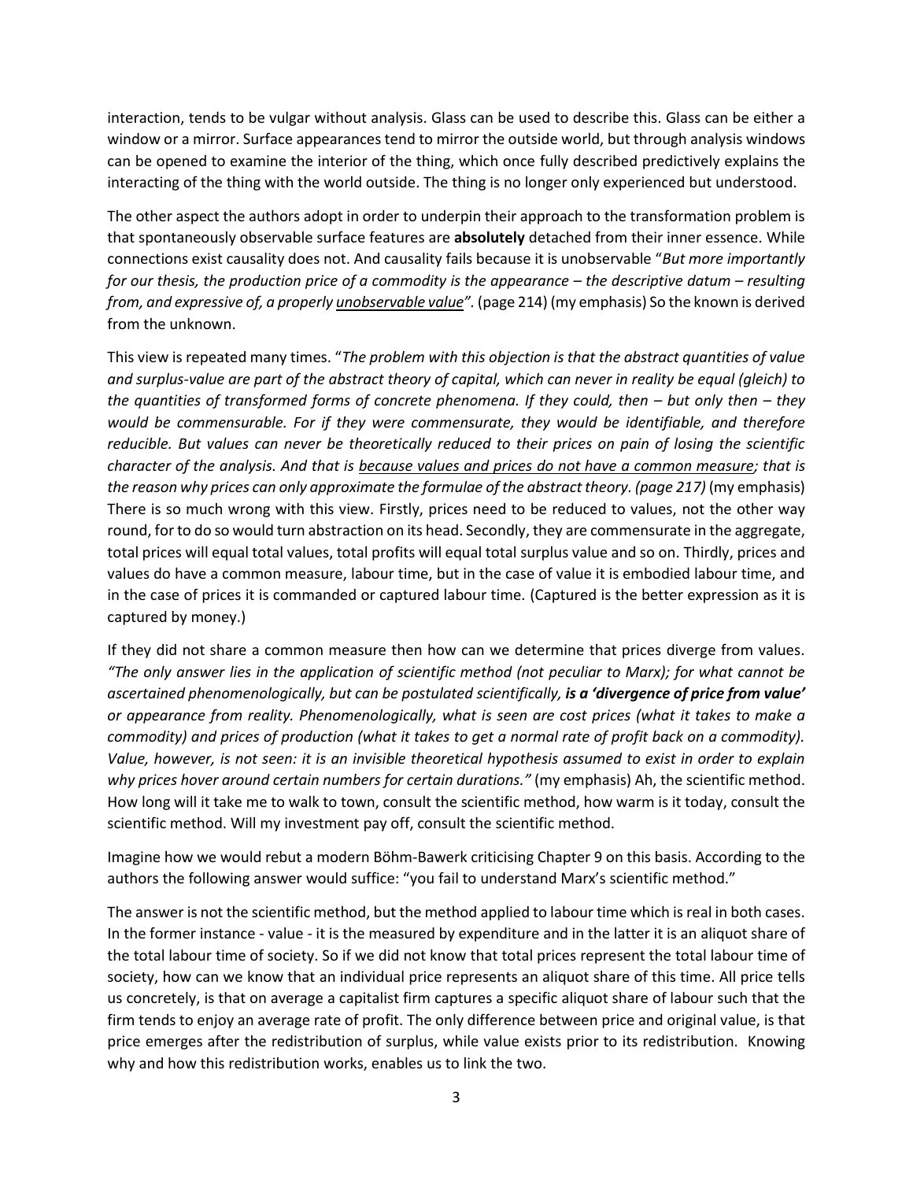interaction, tends to be vulgar without analysis. Glass can be used to describe this. Glass can be either a window or a mirror. Surface appearances tend to mirror the outside world, but through analysis windows can be opened to examine the interior of the thing, which once fully described predictively explains the interacting of the thing with the world outside. The thing is no longer only experienced but understood.

The other aspect the authors adopt in order to underpin their approach to the transformation problem is that spontaneously observable surface features are **absolutely** detached from their inner essence. While connections exist causality does not. And causality fails because it is unobservable "*But more importantly for our thesis, the production price of a commodity is the appearance – the descriptive datum – resulting from, and expressive of, a properly <u>unobservable value</u>".* (page 214) (my emphasis) So the known is derived from the unknown.

This view is repeated many times. "*The problem with this objection is that the abstract quantities of value and surplus-value are part of the abstract theory of capital, which can never in reality be equal (gleich) to the quantities of transformed forms of concrete phenomena. If they could, then – but only then – they would be commensurable. For if they were commensurate, they would be identifiable, and therefore reducible. But values can never be theoretically reduced to their prices on pain of losing the scientific character of the analysis. And that is <u>because values and prices do not have a common measure</u>; that is the reason why prices can only approximate the formulae of the abstract theory. (page 217)* (my emphasis) There is so much wrong with this view. Firstly, prices need to be reduced to values, not the other way round, for to do so would turn abstraction on its head. Secondly, they are commensurate in the aggregate, total prices will equal total values, total profits will equal total surplus value and so on. Thirdly, prices and values do have a common measure, labour time, but in the case of value it is embodied labour time, and in the case of prices it is commanded or captured labour time. (Captured is the better expression as it is captured by money.)

If they did not share a common measure then how can we determine that prices diverge from values. *"The only answer lies in the application of scientific method (not peculiar to Marx); for what cannot be ascertained phenomenologically, but can be postulated scientifically,* ***is a 'divergence of price from value'*** *or appearance from reality. Phenomenologically, what is seen are cost prices (what it takes to make a commodity) and prices of production (what it takes to get a normal rate of profit back on a commodity). Value, however, is not seen: it is an invisible theoretical hypothesis assumed to exist in order to explain why prices hover around certain numbers for certain durations."* (my emphasis) Ah, the scientific method. How long will it take me to walk to town, consult the scientific method, how warm is it today, consult the scientific method. Will my investment pay off, consult the scientific method.

Imagine how we would rebut a modern Böhm-Bawerk criticising Chapter 9 on this basis. According to the authors the following answer would suffice: "you fail to understand Marx's scientific method."

The answer is not the scientific method, but the method applied to labour time which is real in both cases. In the former instance - value - it is the measured by expenditure and in the latter it is an aliquot share of the total labour time of society. So if we did not know that total prices represent the total labour time of society, how can we know that an individual price represents an aliquot share of this time. All price tells us concretely, is that on average a capitalist firm captures a specific aliquot share of labour such that the firm tends to enjoy an average rate of profit. The only difference between price and original value, is that price emerges after the redistribution of surplus, while value exists prior to its redistribution. Knowing why and how this redistribution works, enables us to link the two.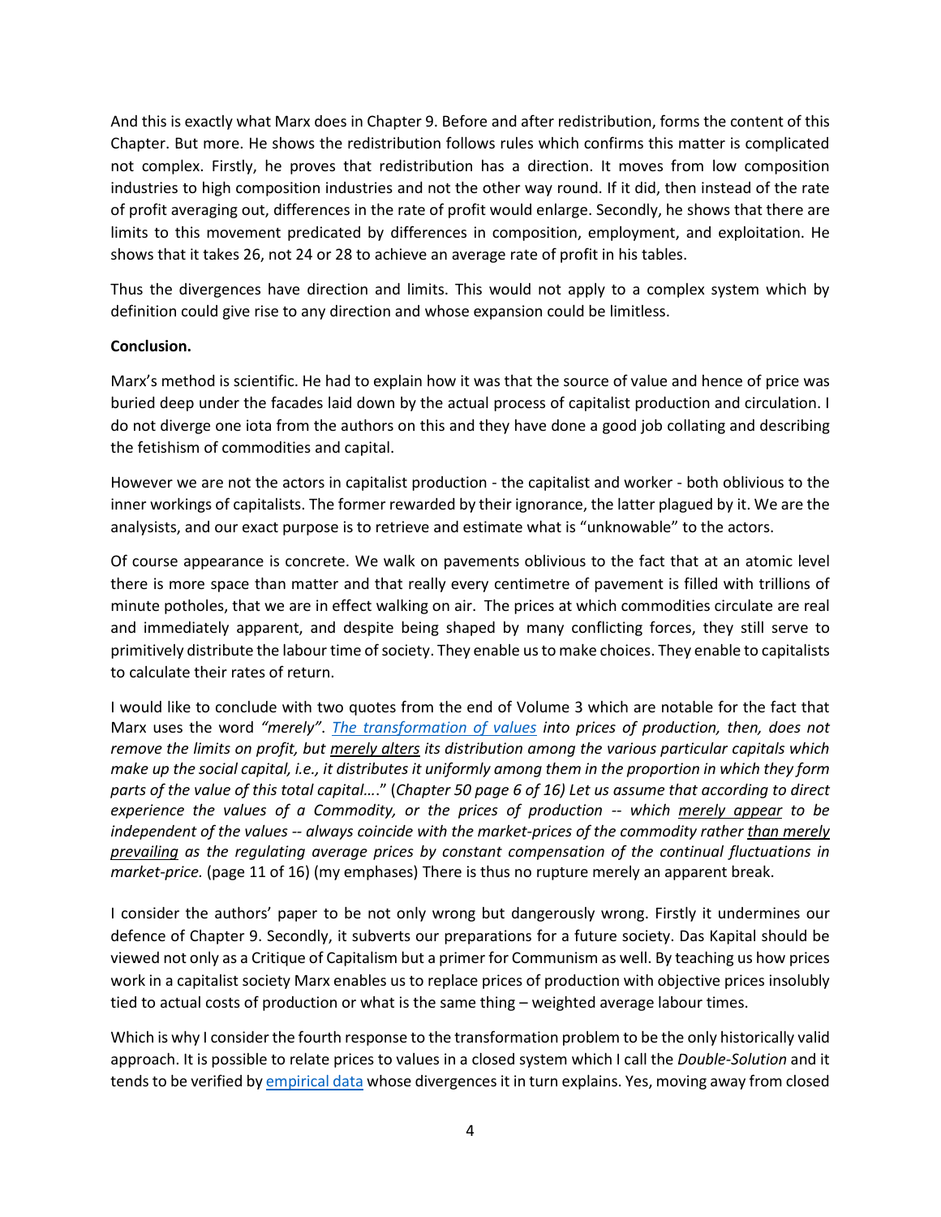And this is exactly what Marx does in Chapter 9. Before and after redistribution, forms the content of this Chapter. But more. He shows the redistribution follows rules which confirms this matter is complicated not complex. Firstly, he proves that redistribution has a direction. It moves from low composition industries to high composition industries and not the other way round. If it did, then instead of the rate of profit averaging out, differences in the rate of profit would enlarge. Secondly, he shows that there are limits to this movement predicated by differences in composition, employment, and exploitation. He shows that it takes 26, not 24 or 28 to achieve an average rate of profit in his tables.

Thus the divergences have direction and limits. This would not apply to a complex system which by definition could give rise to any direction and whose expansion could be limitless.

**Conclusion.**

Marx's method is scientific. He had to explain how it was that the source of value and hence of price was buried deep under the facades laid down by the actual process of capitalist production and circulation. I do not diverge one iota from the authors on this and they have done a good job collating and describing the fetishism of commodities and capital.

However we are not the actors in capitalist production - the capitalist and worker - both oblivious to the inner workings of capitalists. The former rewarded by their ignorance, the latter plagued by it. We are the analysists, and our exact purpose is to retrieve and estimate what is "unknowable" to the actors.

Of course appearance is concrete. We walk on pavements oblivious to the fact that at an atomic level there is more space than matter and that really every centimetre of pavement is filled with trillions of minute potholes, that we are in effect walking on air. The prices at which commodities circulate are real and immediately apparent, and despite being shaped by many conflicting forces, they still serve to primitively distribute the labour time of society. They enable us to make choices. They enable to capitalists to calculate their rates of return.

I would like to conclude with two quotes from the end of Volume 3 which are notable for the fact that Marx uses the word *"merely"*. *The transformation of values into prices of production, then, does not remove the limits on profit, but merely alters its distribution among the various particular capitals which make up the social capital, i.e., it distributes it uniformly among them in the proportion in which they form parts of the value of this total capital….*" (*Chapter 50 page 6 of 16) Let us assume that according to direct experience the values of a Commodity, or the prices of production -- which merely appear to be independent of the values -- always coincide with the market-prices of the commodity rather than merely prevailing as the regulating average prices by constant compensation of the continual fluctuations in market-price.* (page 11 of 16) (my emphases) There is thus no rupture merely an apparent break.

I consider the authors' paper to be not only wrong but dangerously wrong. Firstly it undermines our defence of Chapter 9. Secondly, it subverts our preparations for a future society. Das Kapital should be viewed not only as a Critique of Capitalism but a primer for Communism as well. By teaching us how prices work in a capitalist society Marx enables us to replace prices of production with objective prices insolubly tied to actual costs of production or what is the same thing – weighted average labour times.

Which is why I consider the fourth response to the transformation problem to be the only historically valid approach. It is possible to relate prices to values in a closed system which I call the *Double-Solution* and it tends to be verified by empirical data whose divergences it in turn explains. Yes, moving away from closed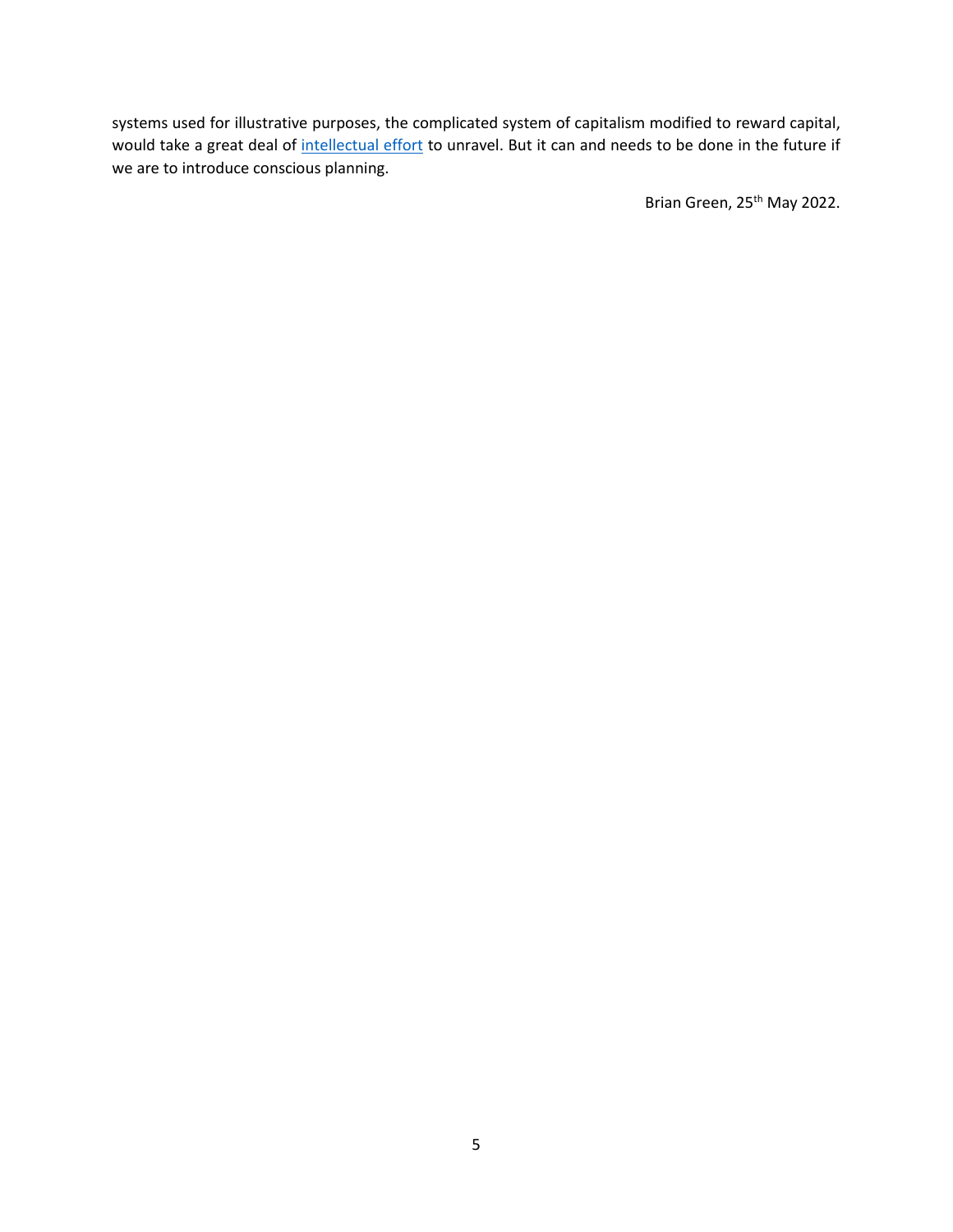systems used for illustrative purposes, the complicated system of capitalism modified to reward capital, would take a great deal of intellectual effort to unravel. But it can and needs to be done in the future if we are to introduce conscious planning.

Brian Green, 25th May 2022.